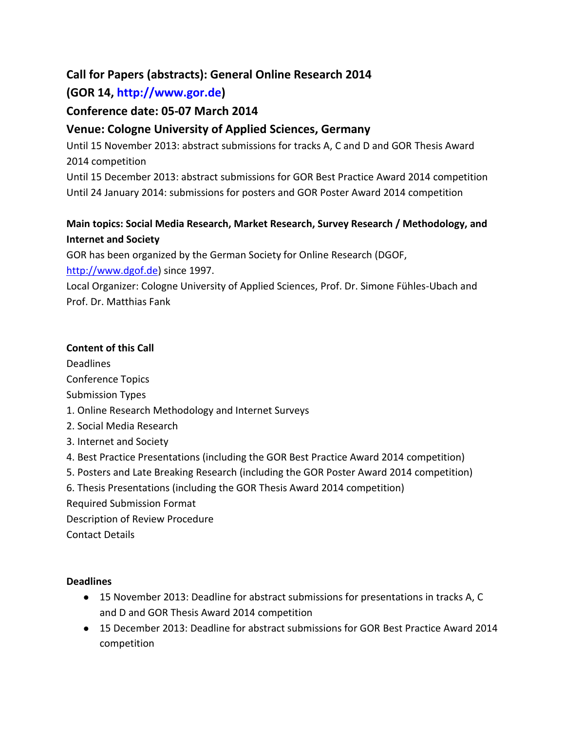# Call for Papers (abstracts): General Online Research 2014

# (GOR 14, http://www.gor.de)

# Conference date: 05-07 March 2014

# Venue: Cologne University of Applied Sciences, Germany

Until 15 November 2013: abstract submissions for tracks A, C and D and GOR Thesis Award 2014 competition

Until 15 December 2013: abstract submissions for GOR Best Practice Award 2014 competition

Until 24 January 2014: submissions for posters and GOR Poster Award 2014 competition

**Main topics: Social Media Research, Market Research, Survey Research / Methodology, and Internet and Society**

GOR has been organized by the German Society for Online Research (DGOF, http://www.dgof.de) since 1997.

Local Organizer: Cologne University of Applied Sciences, Prof. Dr. Simone Fühles-Ubach and Prof. Dr. Matthias Fank

**Content of this Call**

Deadlines

Conference Topics

Submission Types

1. Online Research Methodology and Internet Surveys
2. Social Media Research
3. Internet and Society
4. Best Practice Presentations (including the GOR Best Practice Award 2014 competition)
5. Posters and Late Breaking Research (including the GOR Poster Award 2014 competition)
6. Thesis Presentations (including the GOR Thesis Award 2014 competition)

Required Submission Format

Description of Review Procedure

Contact Details

**Deadlines**

- 15 November 2013: Deadline for abstract submissions for presentations in tracks A, C and D and GOR Thesis Award 2014 competition
- 15 December 2013: Deadline for abstract submissions for GOR Best Practice Award 2014 competition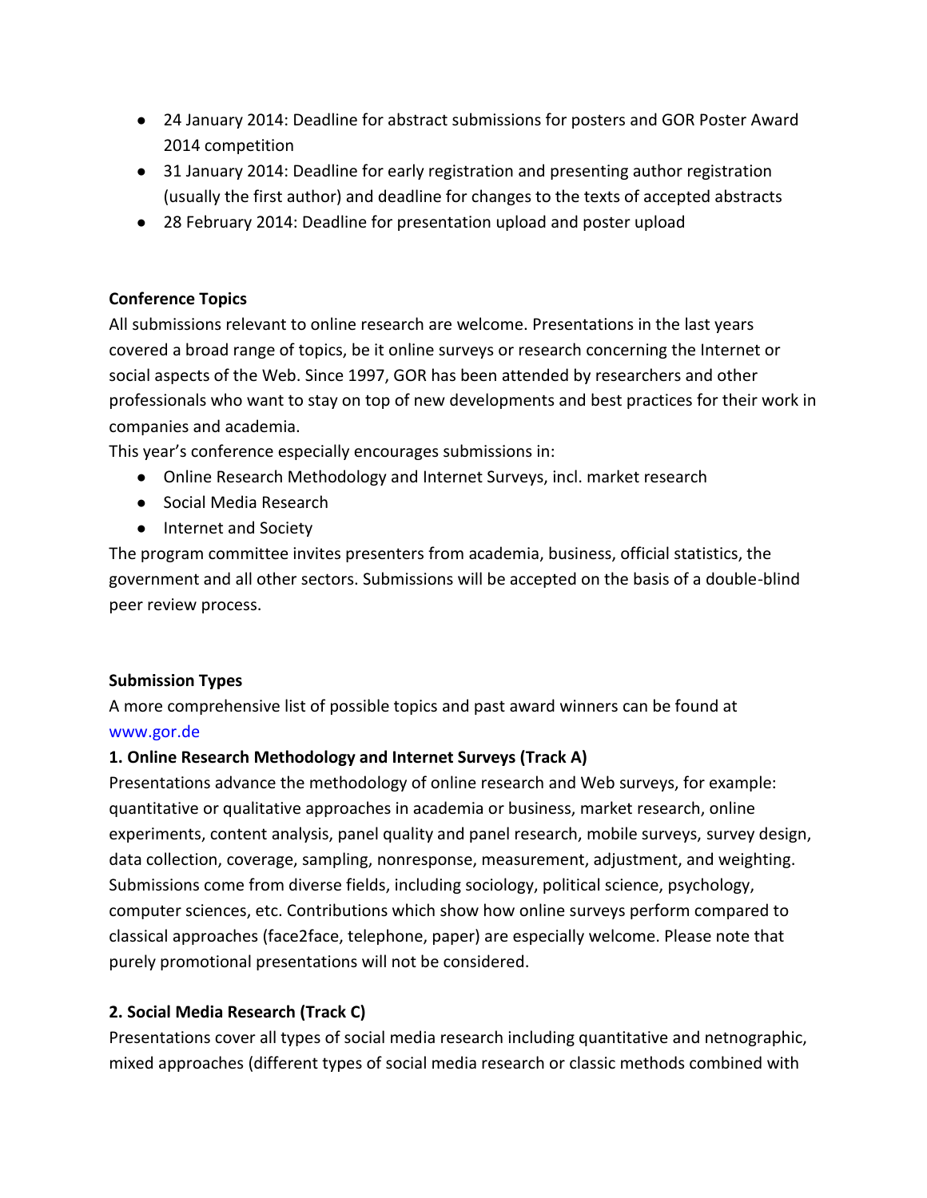- 24 January 2014: Deadline for abstract submissions for posters and GOR Poster Award 2014 competition
- 31 January 2014: Deadline for early registration and presenting author registration (usually the first author) and deadline for changes to the texts of accepted abstracts
- 28 February 2014: Deadline for presentation upload and poster upload

**Conference Topics**

All submissions relevant to online research are welcome. Presentations in the last years covered a broad range of topics, be it online surveys or research concerning the Internet or social aspects of the Web. Since 1997, GOR has been attended by researchers and other professionals who want to stay on top of new developments and best practices for their work in companies and academia.

This year's conference especially encourages submissions in:

- Online Research Methodology and Internet Surveys, incl. market research
- Social Media Research
- Internet and Society

The program committee invites presenters from academia, business, official statistics, the government and all other sectors. Submissions will be accepted on the basis of a double-blind peer review process.

**Submission Types**

A more comprehensive list of possible topics and past award winners can be found at www.gor.de

**1. Online Research Methodology and Internet Surveys (Track A)**

Presentations advance the methodology of online research and Web surveys, for example: quantitative or qualitative approaches in academia or business, market research, online experiments, content analysis, panel quality and panel research, mobile surveys, survey design, data collection, coverage, sampling, nonresponse, measurement, adjustment, and weighting. Submissions come from diverse fields, including sociology, political science, psychology, computer sciences, etc. Contributions which show how online surveys perform compared to classical approaches (face2face, telephone, paper) are especially welcome. Please note that purely promotional presentations will not be considered.

**2. Social Media Research (Track C)**

Presentations cover all types of social media research including quantitative and netnographic, mixed approaches (different types of social media research or classic methods combined with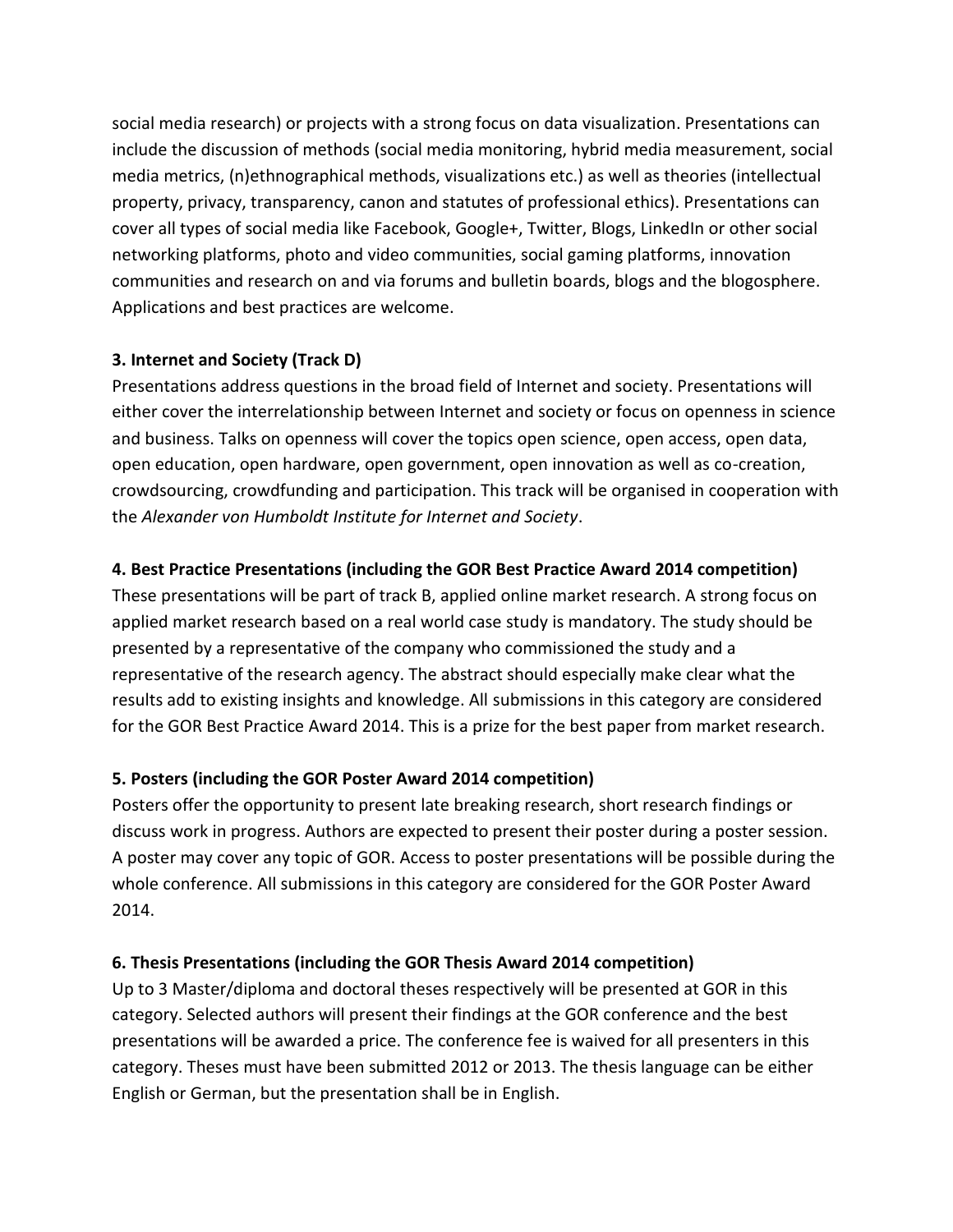social media research) or projects with a strong focus on data visualization. Presentations can include the discussion of methods (social media monitoring, hybrid media measurement, social media metrics, (n)ethnographical methods, visualizations etc.) as well as theories (intellectual property, privacy, transparency, canon and statutes of professional ethics). Presentations can cover all types of social media like Facebook, Google+, Twitter, Blogs, LinkedIn or other social networking platforms, photo and video communities, social gaming platforms, innovation communities and research on and via forums and bulletin boards, blogs and the blogosphere. Applications and best practices are welcome.

**3. Internet and Society (Track D)**

Presentations address questions in the broad field of Internet and society. Presentations will either cover the interrelationship between Internet and society or focus on openness in science and business. Talks on openness will cover the topics open science, open access, open data, open education, open hardware, open government, open innovation as well as co-creation, crowdsourcing, crowdfunding and participation. This track will be organised in cooperation with the *Alexander von Humboldt Institute for Internet and Society*.

**4. Best Practice Presentations (including the GOR Best Practice Award 2014 competition)**

These presentations will be part of track B, applied online market research. A strong focus on applied market research based on a real world case study is mandatory. The study should be presented by a representative of the company who commissioned the study and a representative of the research agency. The abstract should especially make clear what the results add to existing insights and knowledge. All submissions in this category are considered for the GOR Best Practice Award 2014. This is a prize for the best paper from market research.

**5. Posters (including the GOR Poster Award 2014 competition)**

Posters offer the opportunity to present late breaking research, short research findings or discuss work in progress. Authors are expected to present their poster during a poster session. A poster may cover any topic of GOR. Access to poster presentations will be possible during the whole conference. All submissions in this category are considered for the GOR Poster Award 2014.

**6. Thesis Presentations (including the GOR Thesis Award 2014 competition)**

Up to 3 Master/diploma and doctoral theses respectively will be presented at GOR in this category. Selected authors will present their findings at the GOR conference and the best presentations will be awarded a price. The conference fee is waived for all presenters in this category. Theses must have been submitted 2012 or 2013. The thesis language can be either English or German, but the presentation shall be in English.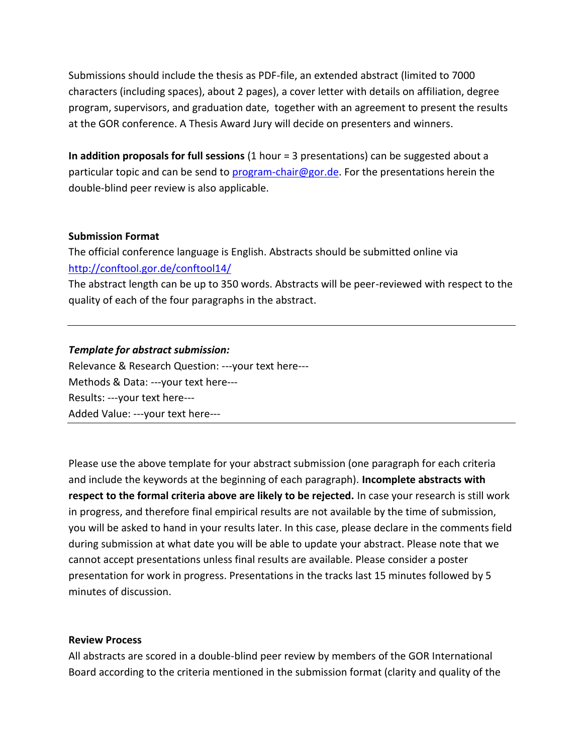Submissions should include the thesis as PDF-file, an extended abstract (limited to 7000 characters (including spaces), about 2 pages), a cover letter with details on affiliation, degree program, supervisors, and graduation date, together with an agreement to present the results at the GOR conference. A Thesis Award Jury will decide on presenters and winners.

**In addition proposals for full sessions** (1 hour = 3 presentations) can be suggested about a particular topic and can be send to [program-chair@gor.de](mailto:program-chair@gor.de). For the presentations herein the double-blind peer review is also applicable.

**Submission Format**

The official conference language is English. Abstracts should be submitted online via [http://conftool.gor.de/conftool14/](http://conftool.gor.de/conftool14/)

The abstract length can be up to 350 words. Abstracts will be peer-reviewed with respect to the quality of each of the four paragraphs in the abstract.

---

***Template for abstract submission:***

Relevance & Research Question: ---your text here---

Methods & Data: ---your text here---

Results: ---your text here---

Added Value: ---your text here---

---

Please use the above template for your abstract submission (one paragraph for each criteria and include the keywords at the beginning of each paragraph). **Incomplete abstracts with respect to the formal criteria above are likely to be rejected.** In case your research is still work in progress, and therefore final empirical results are not available by the time of submission, you will be asked to hand in your results later. In this case, please declare in the comments field during submission at what date you will be able to update your abstract. Please note that we cannot accept presentations unless final results are available. Please consider a poster presentation for work in progress. Presentations in the tracks last 15 minutes followed by 5 minutes of discussion.

**Review Process**

All abstracts are scored in a double-blind peer review by members of the GOR International Board according to the criteria mentioned in the submission format (clarity and quality of the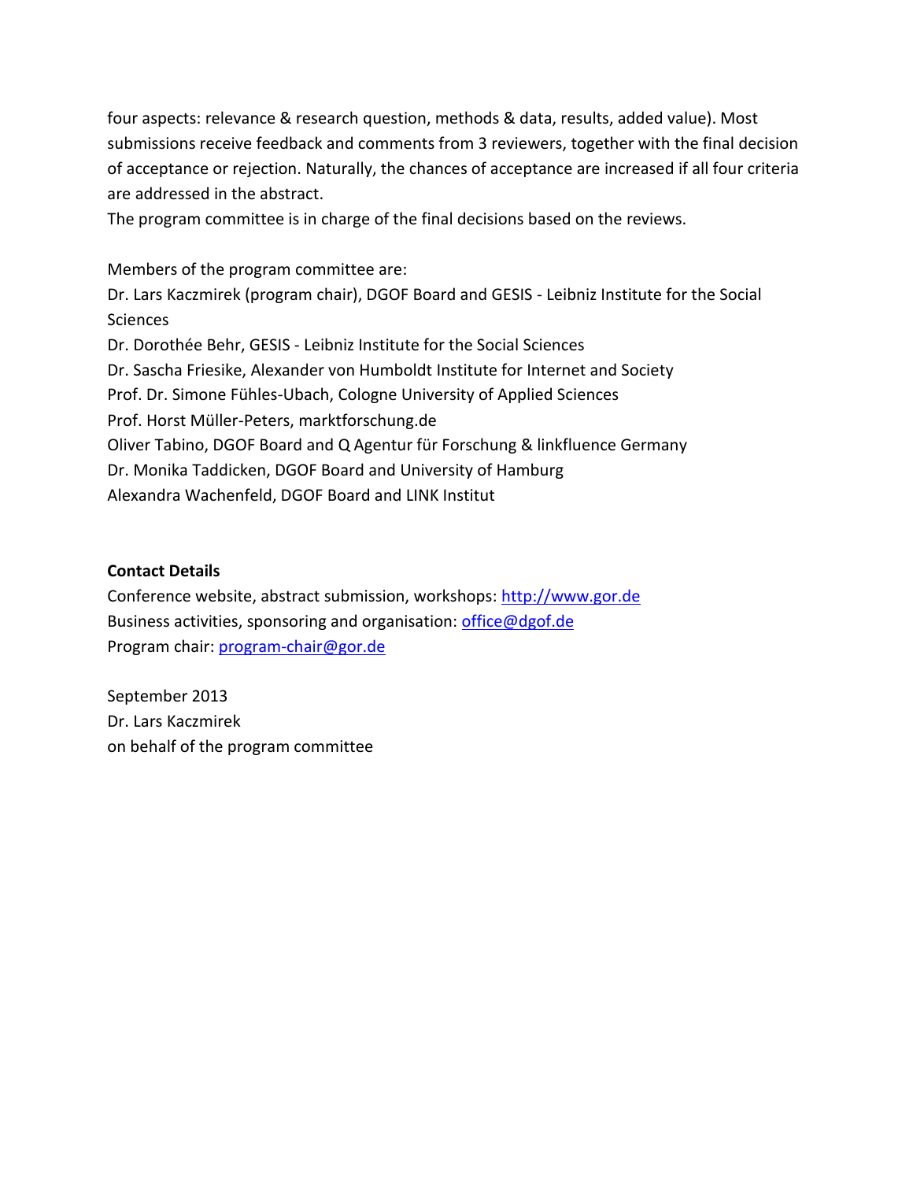four aspects: relevance & research question, methods & data, results, added value). Most submissions receive feedback and comments from 3 reviewers, together with the final decision of acceptance or rejection. Naturally, the chances of acceptance are increased if all four criteria are addressed in the abstract.
The program committee is in charge of the final decisions based on the reviews.

Members of the program committee are:
Dr. Lars Kaczmirek (program chair), DGOF Board and GESIS - Leibniz Institute for the Social Sciences
Dr. Dorothée Behr, GESIS - Leibniz Institute for the Social Sciences
Dr. Sascha Friesike, Alexander von Humboldt Institute for Internet and Society
Prof. Dr. Simone Fühles-Ubach, Cologne University of Applied Sciences
Prof. Horst Müller-Peters, marktforschung.de
Oliver Tabino, DGOF Board and Q Agentur für Forschung & linkfluence Germany
Dr. Monika Taddicken, DGOF Board and University of Hamburg
Alexandra Wachenfeld, DGOF Board and LINK Institut

**Contact Details**
Conference website, abstract submission, workshops: http://www.gor.de
Business activities, sponsoring and organisation: office@dgof.de
Program chair: program-chair@gor.de

September 2013
Dr. Lars Kaczmirek
on behalf of the program committee